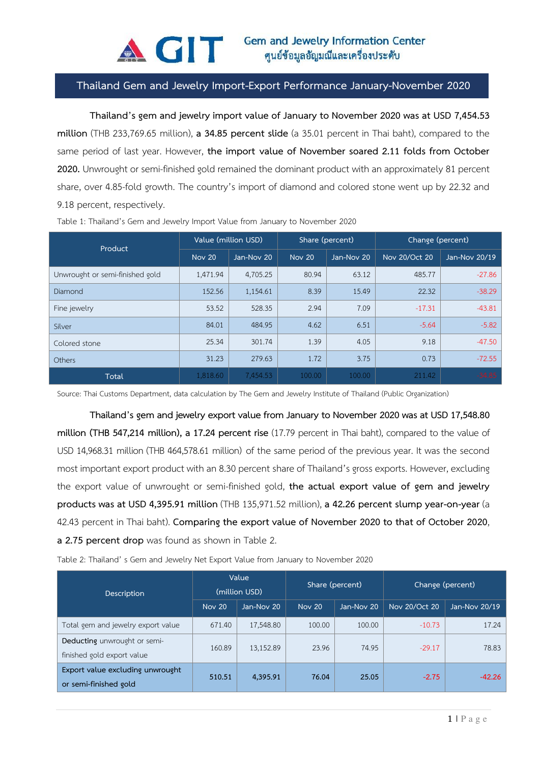# Thailand Gem and Jewelry Import-Export Performance January-November 2020

**Thailand's gem and jewelry import value of January to November 2020 was at USD 7,454.53 million** (THB 233,769.65 million), **a 34.85 percent slide** (a 35.01 percent in Thai baht), compared to the same period of last year. However, **the import value of November soared 2.11 folds from October 2020.** Unwrought or semi-finished gold remained the dominant product with an approximately 81 percent share, over 4.85-fold growth. The country's import of diamond and colored stone went up by 22.32 and 9.18 percent, respectively.

Table 1: Thailand's Gem and Jewelry Import Value from January to November 2020

| Product | Value (million USD) | | Share (percent) | | Change (percent) | |
|---|---|---|---|---|---|---|
| | Nov 20 | Jan-Nov 20 | Nov 20 | Jan-Nov 20 | Nov 20/Oct 20 | Jan-Nov 20/19 |
| Unwrought or semi-finished gold | 1,471.94 | 4,705.25 | 80.94 | 63.12 | 485.77 | -27.86 |
| Diamond | 152.56 | 1,154.61 | 8.39 | 15.49 | 22.32 | -38.29 |
| Fine jewelry | 53.52 | 528.35 | 2.94 | 7.09 | -17.31 | -43.81 |
| Silver | 84.01 | 484.95 | 4.62 | 6.51 | -5.64 | -5.82 |
| Colored stone | 25.34 | 301.74 | 1.39 | 4.05 | 9.18 | -47.50 |
| Others | 31.23 | 279.63 | 1.72 | 3.75 | 0.73 | -72.55 |
| Total | 1,818.60 | 7,454.53 | 100.00 | 100.00 | 211.42 | -34.85 |

Source: Thai Customs Department, data calculation by The Gem and Jewelry Institute of Thailand (Public Organization)

**Thailand's gem and jewelry export value from January to November 2020 was at USD 17,548.80 million (THB 547,214 million), a 17.24 percent rise** (17.79 percent in Thai baht), compared to the value of USD 14,968.31 million (THB 464,578.61 million) of the same period of the previous year. It was the second most important export product with an 8.30 percent share of Thailand's gross exports. However, excluding the export value of unwrought or semi-finished gold, **the actual export value of gem and jewelry products was at USD 4,395.91 million** (THB 135,971.52 million), **a 42.26 percent slump year-on-year** (a 42.43 percent in Thai baht). **Comparing the export value of November 2020 to that of October 2020, a 2.75 percent drop** was found as shown in Table 2.

Table 2: Thailand' s Gem and Jewelry Net Export Value from January to November 2020

| Description | Value (million USD) | | Share (percent) | | Change (percent) | |
|---|---|---|---|---|---|---|
| | Nov 20 | Jan-Nov 20 | Nov 20 | Jan-Nov 20 | Nov 20/Oct 20 | Jan-Nov 20/19 |
| Total gem and jewelry export value | 671.40 | 17,548.80 | 100.00 | 100.00 | -10.73 | 17.24 |
| **Deducting** unwrought or semi-finished gold export value | 160.89 | 13,152.89 | 23.96 | 74.95 | -29.17 | 78.83 |
| **Export value excluding unwrought or semi-finished gold** | **510.51** | **4,395.91** | **76.04** | **25.05** | **-2.75** | **-42.26** |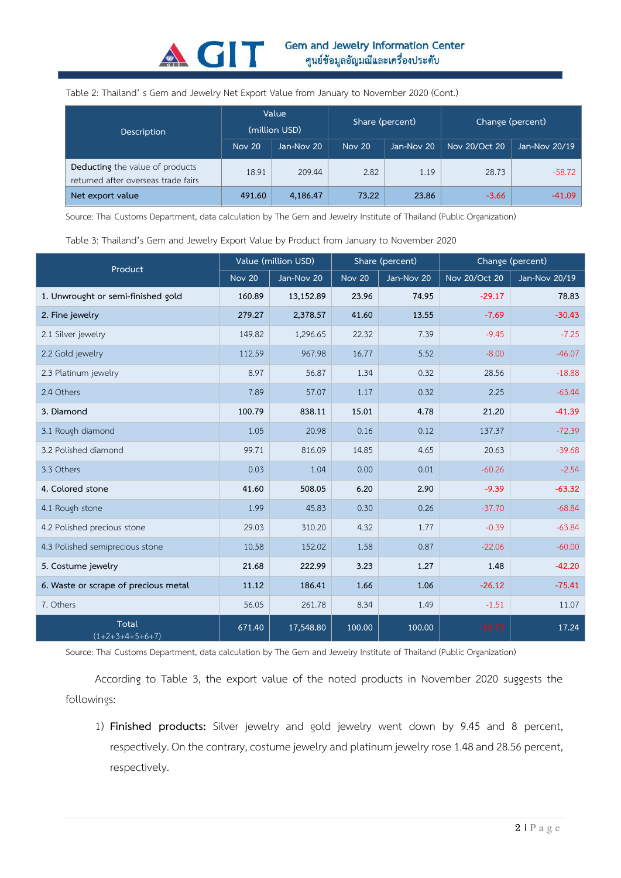Table 2: Thailand' s Gem and Jewelry Net Export Value from January to November 2020 (Cont.)

| Description | Value (million USD) | | Share (percent) | | Change (percent) | |
|---|---|---|---|---|---|---|
| | Nov 20 | Jan-Nov 20 | Nov 20 | Jan-Nov 20 | Nov 20/Oct 20 | Jan-Nov 20/19 |
| **Deducting** the value of products returned after overseas trade fairs | 18.91 | 209.44 | 2.82 | 1.19 | 28.73 | -58.72 |
| **Net export value** | **491.60** | **4,186.47** | **73.22** | **23.86** | **-3.66** | **-41.09** |

Source: Thai Customs Department, data calculation by The Gem and Jewelry Institute of Thailand (Public Organization)

Table 3: Thailand's Gem and Jewelry Export Value by Product from January to November 2020

| Product | Value (million USD) | | Share (percent) | | Change (percent) | |
|---|---|---|---|---|---|---|
| | Nov 20 | Jan-Nov 20 | Nov 20 | Jan-Nov 20 | Nov 20/Oct 20 | Jan-Nov 20/19 |
| **1. Unwrought or semi-finished gold** | **160.89** | **13,152.89** | **23.96** | **74.95** | **-29.17** | **78.83** |
| **2. Fine jewelry** | **279.27** | **2,378.57** | **41.60** | **13.55** | **-7.69** | **-30.43** |
| 2.1 Silver jewelry | 149.82 | 1,296.65 | 22.32 | 7.39 | -9.45 | -7.25 |
| 2.2 Gold jewelry | 112.59 | 967.98 | 16.77 | 5.52 | -8.00 | -46.07 |
| 2.3 Platinum jewelry | 8.97 | 56.87 | 1.34 | 0.32 | 28.56 | -18.88 |
| 2.4 Others | 7.89 | 57.07 | 1.17 | 0.32 | 2.25 | -63.44 |
| **3. Diamond** | **100.79** | **838.11** | **15.01** | **4.78** | **21.20** | **-41.39** |
| 3.1 Rough diamond | 1.05 | 20.98 | 0.16 | 0.12 | 137.37 | -72.39 |
| 3.2 Polished diamond | 99.71 | 816.09 | 14.85 | 4.65 | 20.63 | -39.68 |
| 3.3 Others | 0.03 | 1.04 | 0.00 | 0.01 | -60.26 | -2.54 |
| **4. Colored stone** | **41.60** | **508.05** | **6.20** | **2.90** | **-9.39** | **-63.32** |
| 4.1 Rough stone | 1.99 | 45.83 | 0.30 | 0.26 | -37.70 | -68.84 |
| 4.2 Polished precious stone | 29.03 | 310.20 | 4.32 | 1.77 | -0.39 | -63.84 |
| 4.3 Polished semiprecious stone | 10.58 | 152.02 | 1.58 | 0.87 | -22.06 | -60.00 |
| **5. Costume jewelry** | **21.68** | **222.99** | **3.23** | **1.27** | **1.48** | **-42.20** |
| **6. Waste or scrape of precious metal** | **11.12** | **186.41** | **1.66** | **1.06** | **-26.12** | **-75.41** |
| 7. Others | 56.05 | 261.78 | 8.34 | 1.49 | -1.51 | 11.07 |
| Total (1+2+3+4+5+6+7) | 671.40 | 17,548.80 | 100.00 | 100.00 | -10.73 | 17.24 |

Source: Thai Customs Department, data calculation by The Gem and Jewelry Institute of Thailand (Public Organization)

According to Table 3, the export value of the noted products in November 2020 suggests the followings:

1) **Finished products:** Silver jewelry and gold jewelry went down by 9.45 and 8 percent, respectively. On the contrary, costume jewelry and platinum jewelry rose 1.48 and 28.56 percent, respectively.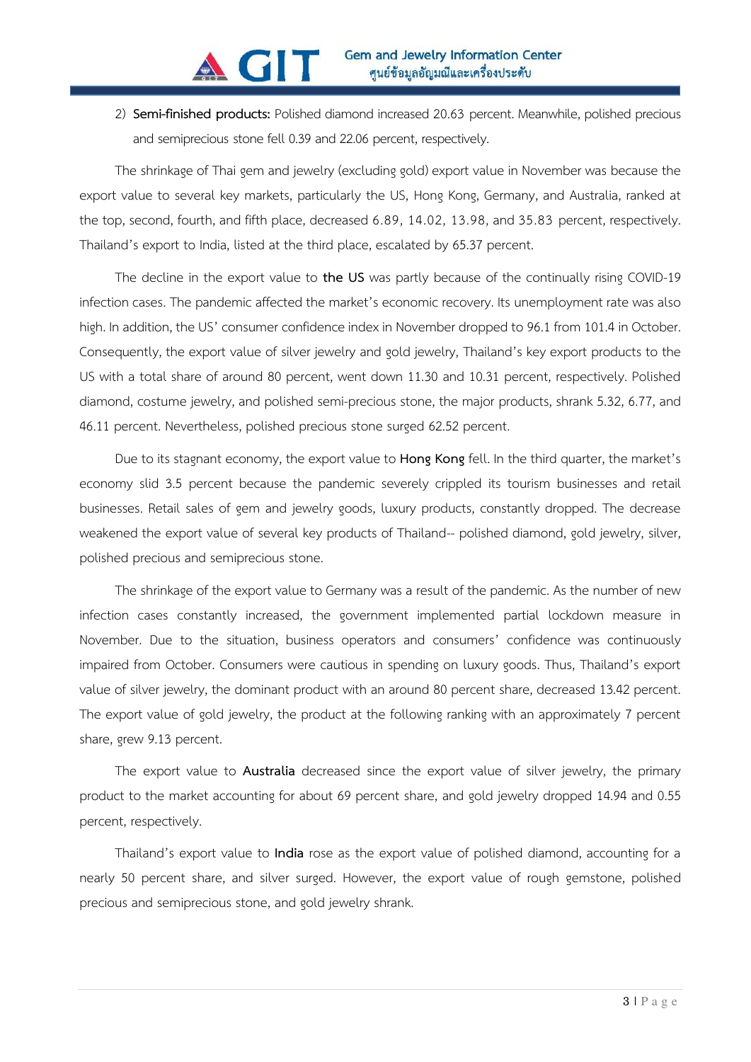2) **Semi-finished products:** Polished diamond increased 20.63 percent. Meanwhile, polished precious and semiprecious stone fell 0.39 and 22.06 percent, respectively.

The shrinkage of Thai gem and jewelry (excluding gold) export value in November was because the export value to several key markets, particularly the US, Hong Kong, Germany, and Australia, ranked at the top, second, fourth, and fifth place, decreased 6.89, 14.02, 13.98, and 35.83 percent, respectively. Thailand's export to India, listed at the third place, escalated by 65.37 percent.

The decline in the export value to **the US** was partly because of the continually rising COVID-19 infection cases. The pandemic affected the market's economic recovery. Its unemployment rate was also high. In addition, the US' consumer confidence index in November dropped to 96.1 from 101.4 in October. Consequently, the export value of silver jewelry and gold jewelry, Thailand's key export products to the US with a total share of around 80 percent, went down 11.30 and 10.31 percent, respectively. Polished diamond, costume jewelry, and polished semi-precious stone, the major products, shrank 5.32, 6.77, and 46.11 percent. Nevertheless, polished precious stone surged 62.52 percent.

Due to its stagnant economy, the export value to **Hong Kong** fell. In the third quarter, the market's economy slid 3.5 percent because the pandemic severely crippled its tourism businesses and retail businesses. Retail sales of gem and jewelry goods, luxury products, constantly dropped. The decrease weakened the export value of several key products of Thailand-- polished diamond, gold jewelry, silver, polished precious and semiprecious stone.

The shrinkage of the export value to Germany was a result of the pandemic. As the number of new infection cases constantly increased, the government implemented partial lockdown measure in November. Due to the situation, business operators and consumers' confidence was continuously impaired from October. Consumers were cautious in spending on luxury goods. Thus, Thailand's export value of silver jewelry, the dominant product with an around 80 percent share, decreased 13.42 percent. The export value of gold jewelry, the product at the following ranking with an approximately 7 percent share, grew 9.13 percent.

The export value to **Australia** decreased since the export value of silver jewelry, the primary product to the market accounting for about 69 percent share, and gold jewelry dropped 14.94 and 0.55 percent, respectively.

Thailand's export value to **India** rose as the export value of polished diamond, accounting for a nearly 50 percent share, and silver surged. However, the export value of rough gemstone, polished precious and semiprecious stone, and gold jewelry shrank.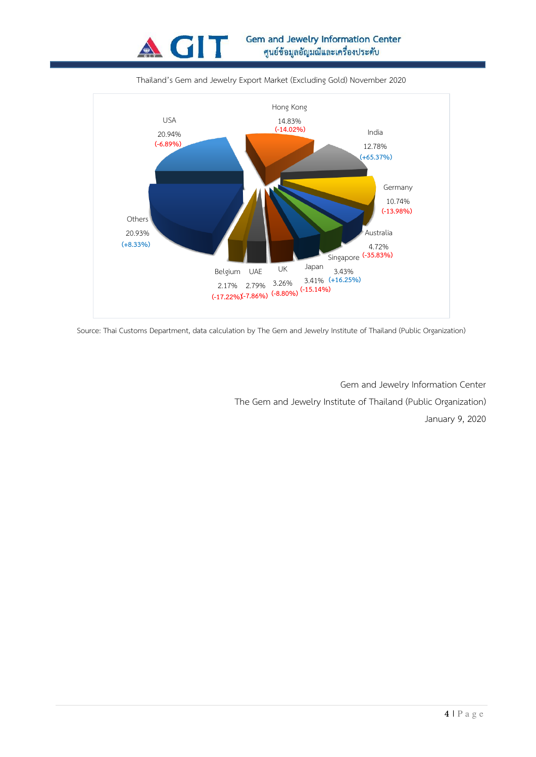Thailand's Gem and Jewelry Export Market (Excluding Gold) November 2020

Hong Kong
14.83%
(-14.02%)

USA
20.94%
(-6.89%)

India
12.78%
(+65.37%)

Germany
10.74%
(-13.98%)

Others
20.93%
(+8.33%)

Australia
4.72%
(-35.83%)

Singapore
3.43%
(+16.25%)

Japan
3.41%
(-15.14%)

UK
3.26%
(-8.80%)

UAE
2.79%
(-7.86%)

Belgium
2.17%
(-17.22%)

Source: Thai Customs Department, data calculation by The Gem and Jewelry Institute of Thailand (Public Organization)

Gem and Jewelry Information Center

The Gem and Jewelry Institute of Thailand (Public Organization)

January 9, 2020